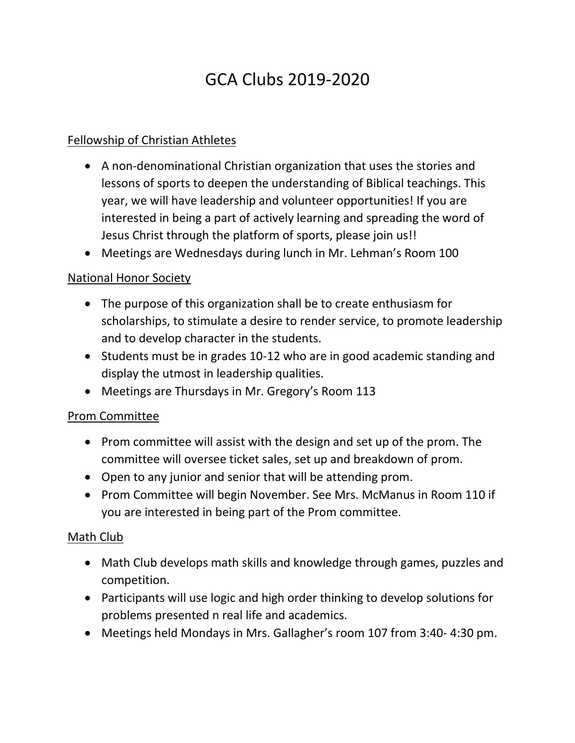# GCA Clubs 2019-2020

<u>Fellowship of Christian Athletes</u>

- A non-denominational Christian organization that uses the stories and lessons of sports to deepen the understanding of Biblical teachings. This year, we will have leadership and volunteer opportunities! If you are interested in being a part of actively learning and spreading the word of Jesus Christ through the platform of sports, please join us!!
- Meetings are Wednesdays during lunch in Mr. Lehman's Room 100

<u>National Honor Society</u>

- The purpose of this organization shall be to create enthusiasm for scholarships, to stimulate a desire to render service, to promote leadership and to develop character in the students.
- Students must be in grades 10-12 who are in good academic standing and display the utmost in leadership qualities.
- Meetings are Thursdays in Mr. Gregory's Room 113

<u>Prom Committee</u>

- Prom committee will assist with the design and set up of the prom. The committee will oversee ticket sales, set up and breakdown of prom.
- Open to any junior and senior that will be attending prom.
- Prom Committee will begin November. See Mrs. McManus in Room 110 if you are interested in being part of the Prom committee.

<u>Math Club</u>

- Math Club develops math skills and knowledge through games, puzzles and competition.
- Participants will use logic and high order thinking to develop solutions for problems presented n real life and academics.
- Meetings held Mondays in Mrs. Gallagher's room 107 from 3:40- 4:30 pm.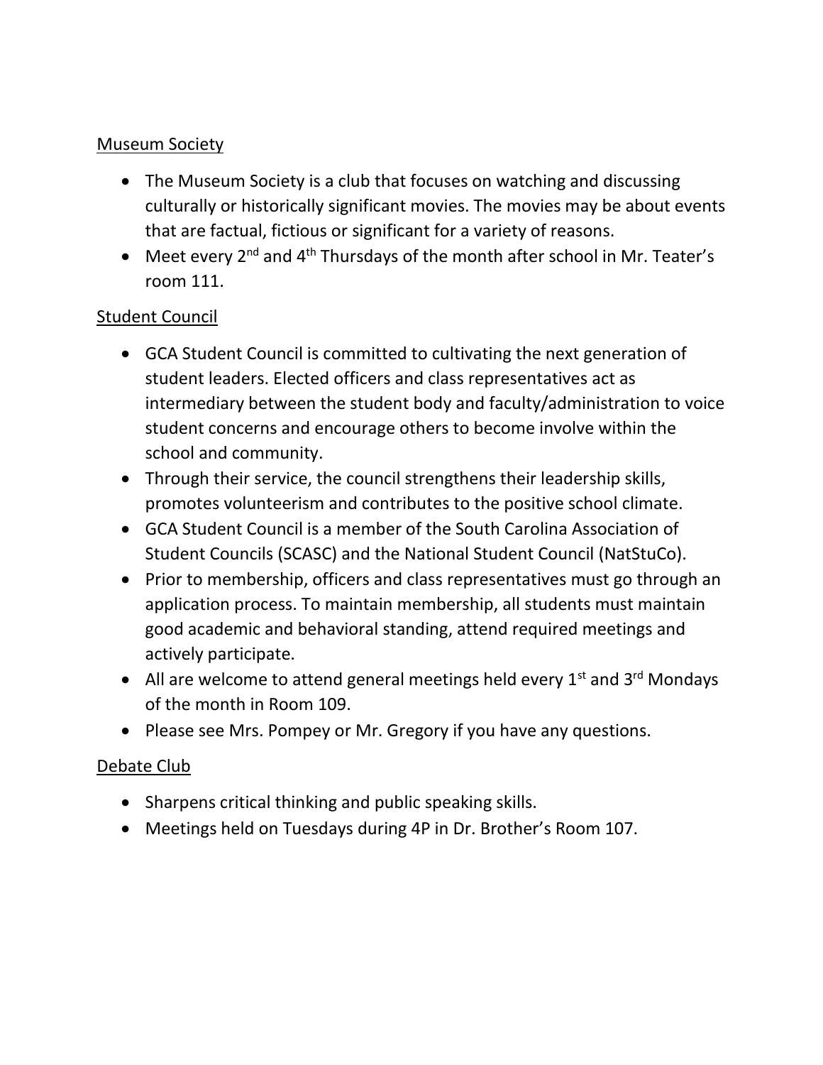Museum Society

- The Museum Society is a club that focuses on watching and discussing culturally or historically significant movies. The movies may be about events that are factual, fictious or significant for a variety of reasons.
- Meet every 2nd and 4th Thursdays of the month after school in Mr. Teater's room 111.

Student Council

- GCA Student Council is committed to cultivating the next generation of student leaders. Elected officers and class representatives act as intermediary between the student body and faculty/administration to voice student concerns and encourage others to become involve within the school and community.
- Through their service, the council strengthens their leadership skills, promotes volunteerism and contributes to the positive school climate.
- GCA Student Council is a member of the South Carolina Association of Student Councils (SCASC) and the National Student Council (NatStuCo).
- Prior to membership, officers and class representatives must go through an application process. To maintain membership, all students must maintain good academic and behavioral standing, attend required meetings and actively participate.
- All are welcome to attend general meetings held every 1st and 3rd Mondays of the month in Room 109.
- Please see Mrs. Pompey or Mr. Gregory if you have any questions.

Debate Club

- Sharpens critical thinking and public speaking skills.
- Meetings held on Tuesdays during 4P in Dr. Brother's Room 107.